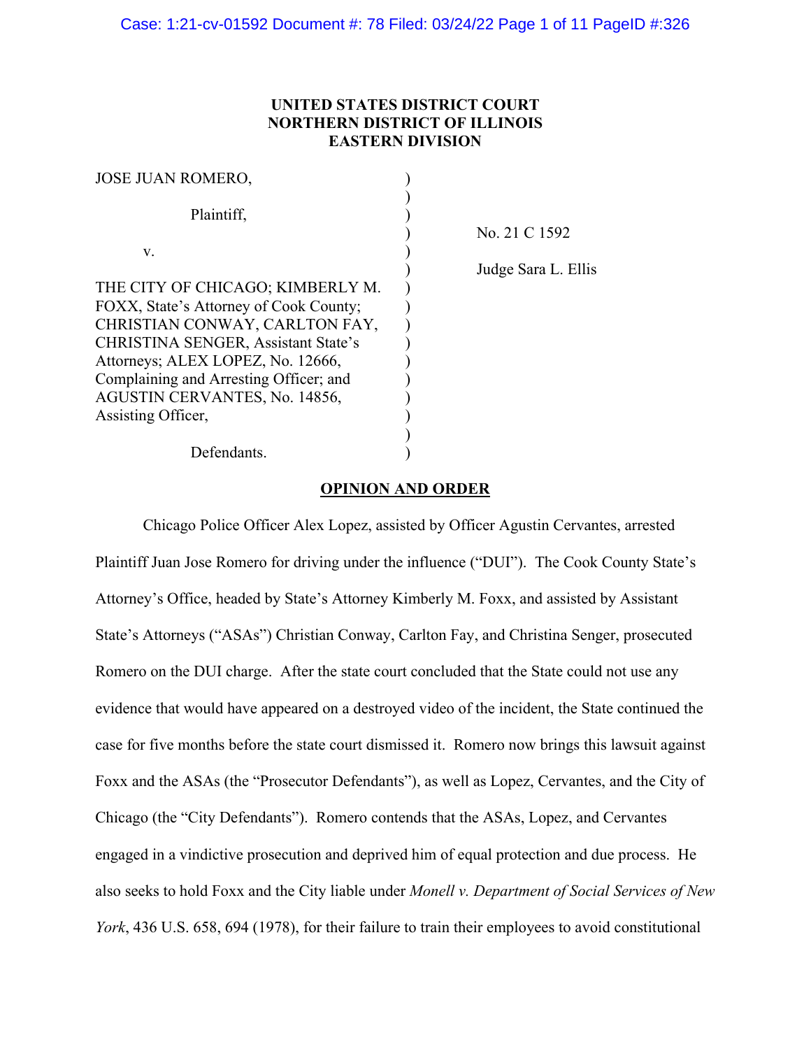**UNITED STATES DISTRICT COURT**
**NORTHERN DISTRICT OF ILLINOIS**
**EASTERN DIVISION**

| | |
|---|---|
| JOSE JUAN ROMERO,<br><br>Plaintiff,<br><br>v.<br><br>THE CITY OF CHICAGO; KIMBERLY M. FOXX, State's Attorney of Cook County; CHRISTIAN CONWAY, CARLTON FAY, CHRISTINA SENGER, Assistant State's Attorneys; ALEX LOPEZ, No. 12666, Complaining and Arresting Officer; and AGUSTIN CERVANTES, No. 14856, Assisting Officer,<br><br>Defendants. | No. 21 C 1592<br><br>Judge Sara L. Ellis |

## OPINION AND ORDER

Chicago Police Officer Alex Lopez, assisted by Officer Agustin Cervantes, arrested Plaintiff Juan Jose Romero for driving under the influence ("DUI"). The Cook County State's Attorney's Office, headed by State's Attorney Kimberly M. Foxx, and assisted by Assistant State's Attorneys ("ASAs") Christian Conway, Carlton Fay, and Christina Senger, prosecuted Romero on the DUI charge. After the state court concluded that the State could not use any evidence that would have appeared on a destroyed video of the incident, the State continued the case for five months before the state court dismissed it. Romero now brings this lawsuit against Foxx and the ASAs (the "Prosecutor Defendants"), as well as Lopez, Cervantes, and the City of Chicago (the "City Defendants"). Romero contends that the ASAs, Lopez, and Cervantes engaged in a vindictive prosecution and deprived him of equal protection and due process. He also seeks to hold Foxx and the City liable under *Monell v. Department of Social Services of New York*, 436 U.S. 658, 694 (1978), for their failure to train their employees to avoid constitutional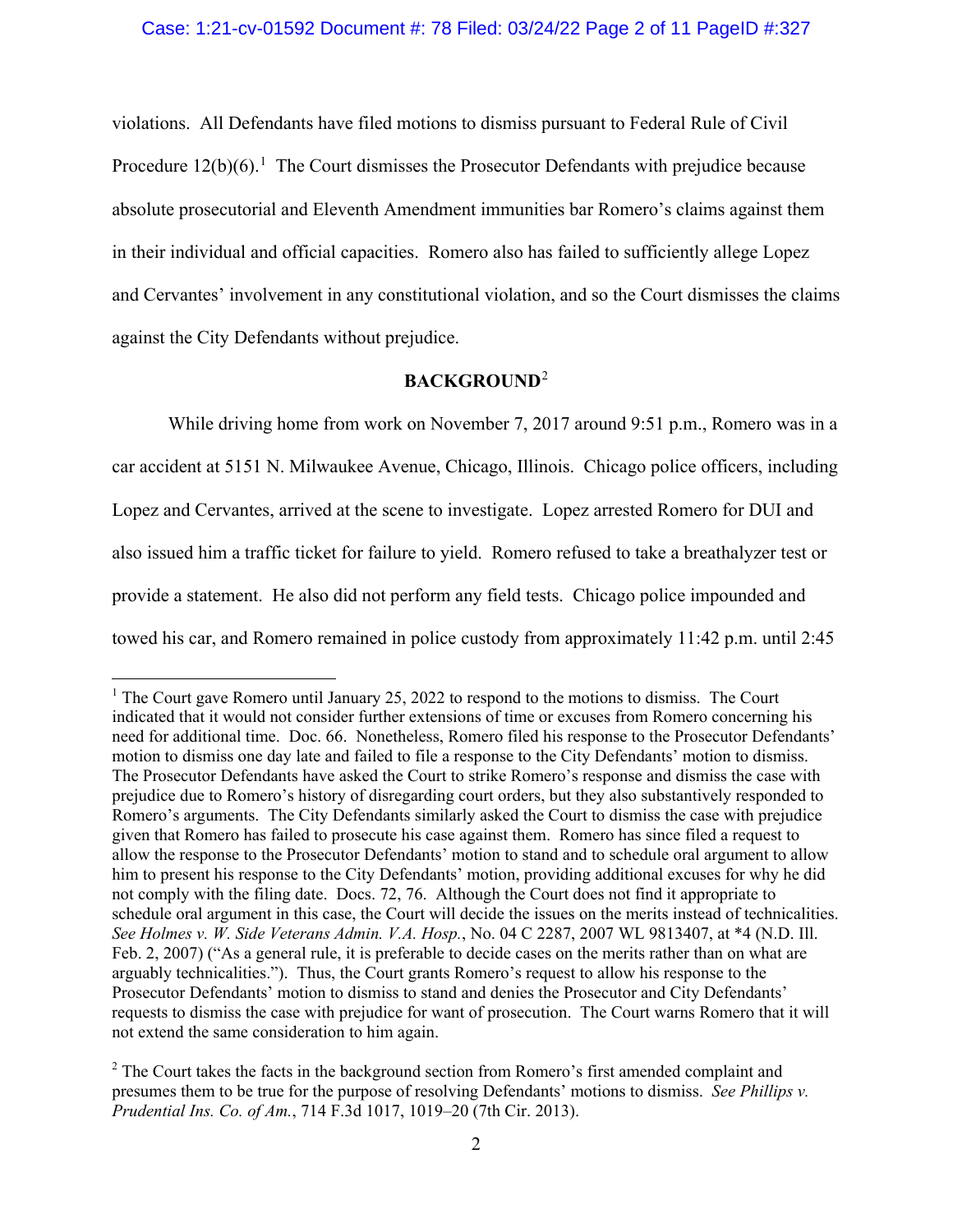violations. All Defendants have filed motions to dismiss pursuant to Federal Rule of Civil Procedure 12(b)(6).[1] The Court dismisses the Prosecutor Defendants with prejudice because absolute prosecutorial and Eleventh Amendment immunities bar Romero's claims against them in their individual and official capacities. Romero also has failed to sufficiently allege Lopez and Cervantes' involvement in any constitutional violation, and so the Court dismisses the claims against the City Defendants without prejudice.

## BACKGROUND[2]

While driving home from work on November 7, 2017 around 9:51 p.m., Romero was in a car accident at 5151 N. Milwaukee Avenue, Chicago, Illinois. Chicago police officers, including Lopez and Cervantes, arrived at the scene to investigate. Lopez arrested Romero for DUI and also issued him a traffic ticket for failure to yield. Romero refused to take a breathalyzer test or provide a statement. He also did not perform any field tests. Chicago police impounded and towed his car, and Romero remained in police custody from approximately 11:42 p.m. until 2:45

---

[1] The Court gave Romero until January 25, 2022 to respond to the motions to dismiss. The Court indicated that it would not consider further extensions of time or excuses from Romero concerning his need for additional time. Doc. 66. Nonetheless, Romero filed his response to the Prosecutor Defendants' motion to dismiss one day late and failed to file a response to the City Defendants' motion to dismiss. The Prosecutor Defendants have asked the Court to strike Romero's response and dismiss the case with prejudice due to Romero's history of disregarding court orders, but they also substantively responded to Romero's arguments. The City Defendants similarly asked the Court to dismiss the case with prejudice given that Romero has failed to prosecute his case against them. Romero has since filed a request to allow the response to the Prosecutor Defendants' motion to stand and to schedule oral argument to allow him to present his response to the City Defendants' motion, providing additional excuses for why he did not comply with the filing date. Docs. 72, 76. Although the Court does not find it appropriate to schedule oral argument in this case, the Court will decide the issues on the merits instead of technicalities. *See Holmes v. W. Side Veterans Admin. V.A. Hosp.*, No. 04 C 2287, 2007 WL 9813407, at *4 (N.D. Ill. Feb. 2, 2007) ("As a general rule, it is preferable to decide cases on the merits rather than on what are arguably technicalities."). Thus, the Court grants Romero's request to allow his response to the Prosecutor Defendants' motion to stand and denies the Prosecutor and City Defendants' requests to dismiss the case with prejudice for want of prosecution. The Court warns Romero that it will not extend the same consideration to him again.

[2] The Court takes the facts in the background section from Romero's first amended complaint and presumes them to be true for the purpose of resolving Defendants' motions to dismiss. *See Phillips v. Prudential Ins. Co. of Am.*, 714 F.3d 1017, 1019–20 (7th Cir. 2013).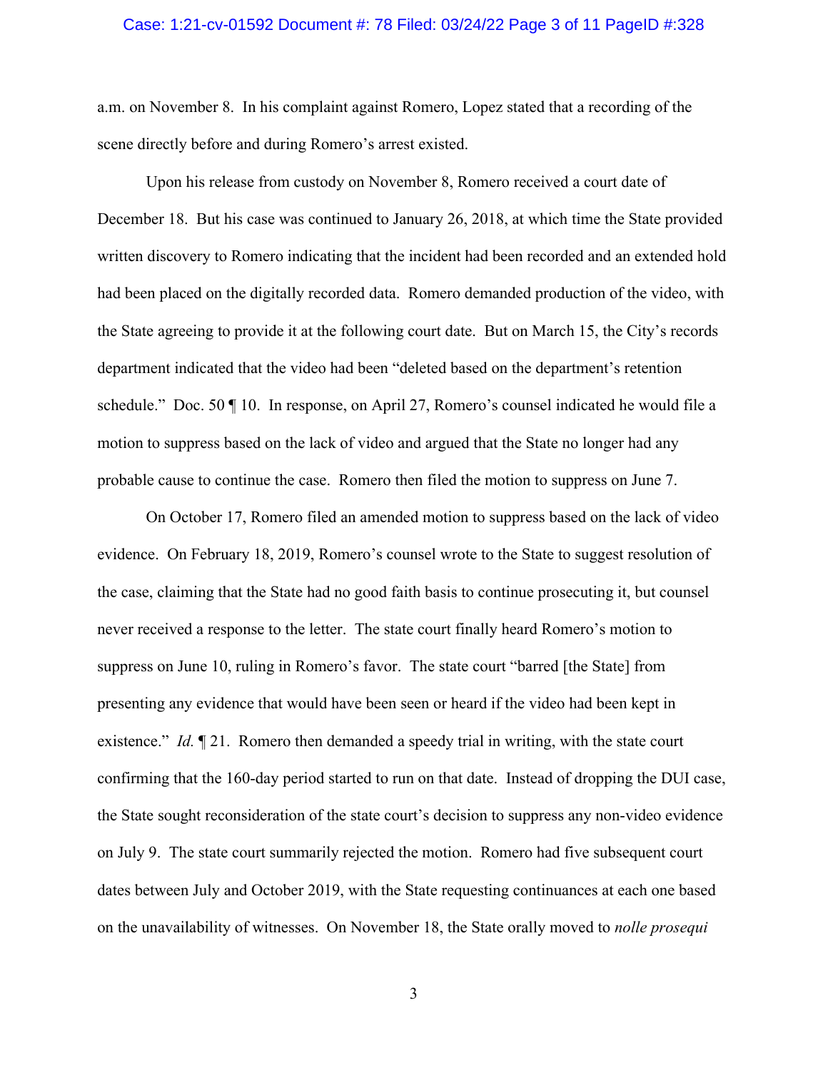a.m. on November 8. In his complaint against Romero, Lopez stated that a recording of the scene directly before and during Romero's arrest existed.

Upon his release from custody on November 8, Romero received a court date of December 18. But his case was continued to January 26, 2018, at which time the State provided written discovery to Romero indicating that the incident had been recorded and an extended hold had been placed on the digitally recorded data. Romero demanded production of the video, with the State agreeing to provide it at the following court date. But on March 15, the City's records department indicated that the video had been "deleted based on the department's retention schedule." Doc. 50 ¶ 10. In response, on April 27, Romero's counsel indicated he would file a motion to suppress based on the lack of video and argued that the State no longer had any probable cause to continue the case. Romero then filed the motion to suppress on June 7.

On October 17, Romero filed an amended motion to suppress based on the lack of video evidence. On February 18, 2019, Romero's counsel wrote to the State to suggest resolution of the case, claiming that the State had no good faith basis to continue prosecuting it, but counsel never received a response to the letter. The state court finally heard Romero's motion to suppress on June 10, ruling in Romero's favor. The state court "barred [the State] from presenting any evidence that would have been seen or heard if the video had been kept in existence." *Id.* ¶ 21. Romero then demanded a speedy trial in writing, with the state court confirming that the 160-day period started to run on that date. Instead of dropping the DUI case, the State sought reconsideration of the state court's decision to suppress any non-video evidence on July 9. The state court summarily rejected the motion. Romero had five subsequent court dates between July and October 2019, with the State requesting continuances at each one based on the unavailability of witnesses. On November 18, the State orally moved to *nolle prosequi*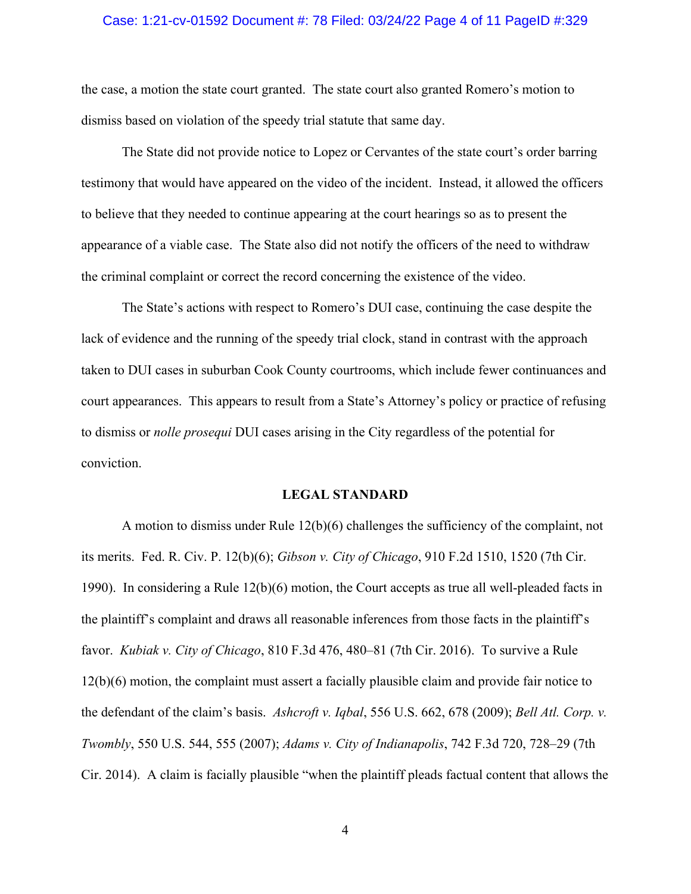the case, a motion the state court granted. The state court also granted Romero's motion to dismiss based on violation of the speedy trial statute that same day.

The State did not provide notice to Lopez or Cervantes of the state court's order barring testimony that would have appeared on the video of the incident. Instead, it allowed the officers to believe that they needed to continue appearing at the court hearings so as to present the appearance of a viable case. The State also did not notify the officers of the need to withdraw the criminal complaint or correct the record concerning the existence of the video.

The State's actions with respect to Romero's DUI case, continuing the case despite the lack of evidence and the running of the speedy trial clock, stand in contrast with the approach taken to DUI cases in suburban Cook County courtrooms, which include fewer continuances and court appearances. This appears to result from a State's Attorney's policy or practice of refusing to dismiss or *nolle prosequi* DUI cases arising in the City regardless of the potential for conviction.

## LEGAL STANDARD

A motion to dismiss under Rule 12(b)(6) challenges the sufficiency of the complaint, not its merits. Fed. R. Civ. P. 12(b)(6); *Gibson v. City of Chicago*, 910 F.2d 1510, 1520 (7th Cir. 1990). In considering a Rule 12(b)(6) motion, the Court accepts as true all well-pleaded facts in the plaintiff's complaint and draws all reasonable inferences from those facts in the plaintiff's favor. *Kubiak v. City of Chicago*, 810 F.3d 476, 480–81 (7th Cir. 2016). To survive a Rule 12(b)(6) motion, the complaint must assert a facially plausible claim and provide fair notice to the defendant of the claim's basis. *Ashcroft v. Iqbal*, 556 U.S. 662, 678 (2009); *Bell Atl. Corp. v. Twombly*, 550 U.S. 544, 555 (2007); *Adams v. City of Indianapolis*, 742 F.3d 720, 728–29 (7th Cir. 2014). A claim is facially plausible "when the plaintiff pleads factual content that allows the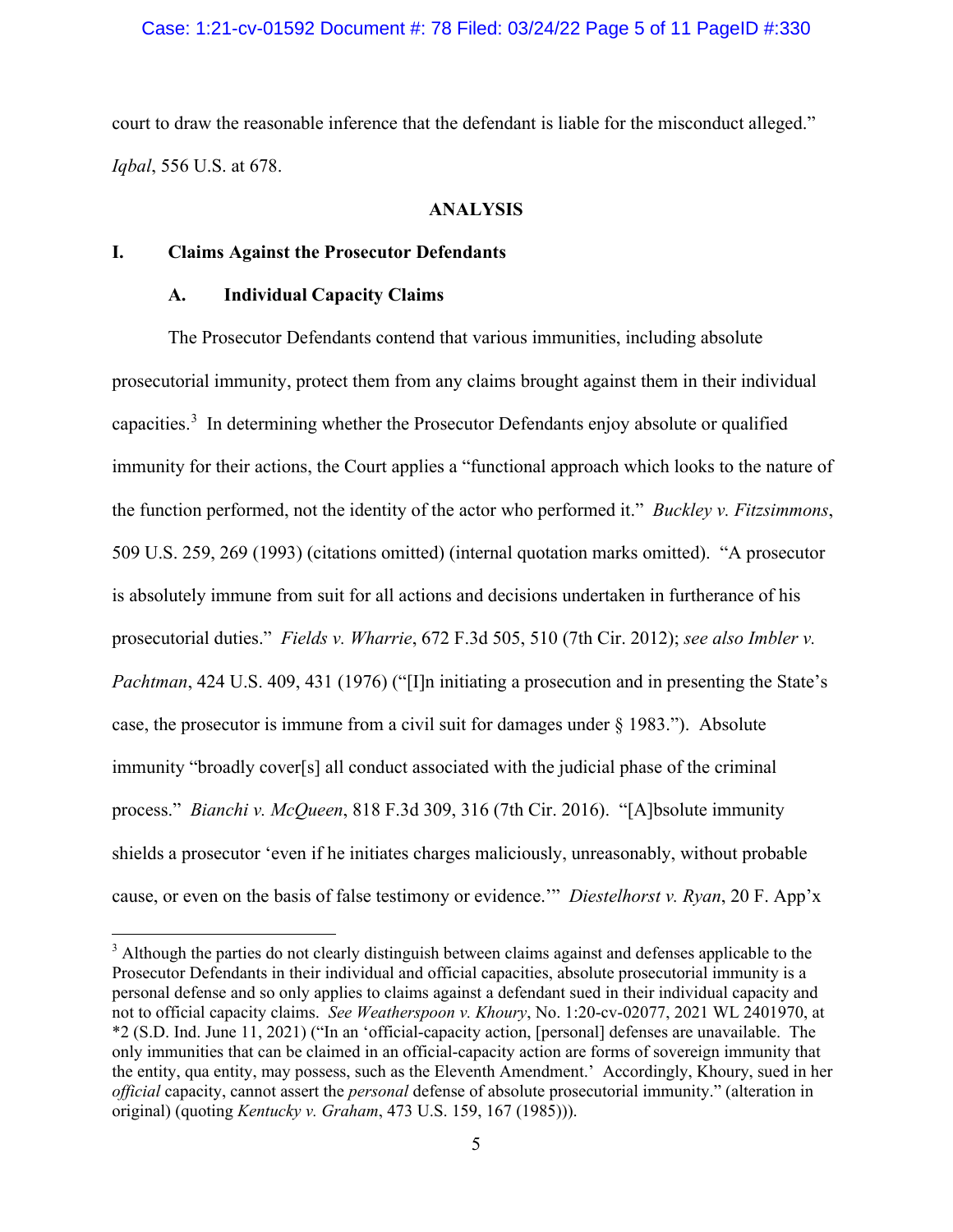court to draw the reasonable inference that the defendant is liable for the misconduct alleged." *Iqbal*, 556 U.S. at 678.

## ANALYSIS

### I. Claims Against the Prosecutor Defendants

#### A. Individual Capacity Claims

The Prosecutor Defendants contend that various immunities, including absolute prosecutorial immunity, protect them from any claims brought against them in their individual capacities.[3] In determining whether the Prosecutor Defendants enjoy absolute or qualified immunity for their actions, the Court applies a "functional approach which looks to the nature of the function performed, not the identity of the actor who performed it." *Buckley v. Fitzsimmons*, 509 U.S. 259, 269 (1993) (citations omitted) (internal quotation marks omitted). "A prosecutor is absolutely immune from suit for all actions and decisions undertaken in furtherance of his prosecutorial duties." *Fields v. Wharrie*, 672 F.3d 505, 510 (7th Cir. 2012); *see also Imbler v. Pachtman*, 424 U.S. 409, 431 (1976) ("[I]n initiating a prosecution and in presenting the State's case, the prosecutor is immune from a civil suit for damages under § 1983."). Absolute immunity "broadly cover[s] all conduct associated with the judicial phase of the criminal process." *Bianchi v. McQueen*, 818 F.3d 309, 316 (7th Cir. 2016). "[A]bsolute immunity shields a prosecutor 'even if he initiates charges maliciously, unreasonably, without probable cause, or even on the basis of false testimony or evidence.'" *Diestelhorst v. Ryan*, 20 F. App'x

---

[3] Although the parties do not clearly distinguish between claims against and defenses applicable to the Prosecutor Defendants in their individual and official capacities, absolute prosecutorial immunity is a personal defense and so only applies to claims against a defendant sued in their individual capacity and not to official capacity claims. *See Weatherspoon v. Khoury*, No. 1:20-cv-02077, 2021 WL 2401970, at *2 (S.D. Ind. June 11, 2021) ("In an 'official-capacity action, [personal] defenses are unavailable. The only immunities that can be claimed in an official-capacity action are forms of sovereign immunity that the entity, qua entity, may possess, such as the Eleventh Amendment.' Accordingly, Khoury, sued in her *official* capacity, cannot assert the *personal* defense of absolute prosecutorial immunity." (alteration in original) (quoting *Kentucky v. Graham*, 473 U.S. 159, 167 (1985))).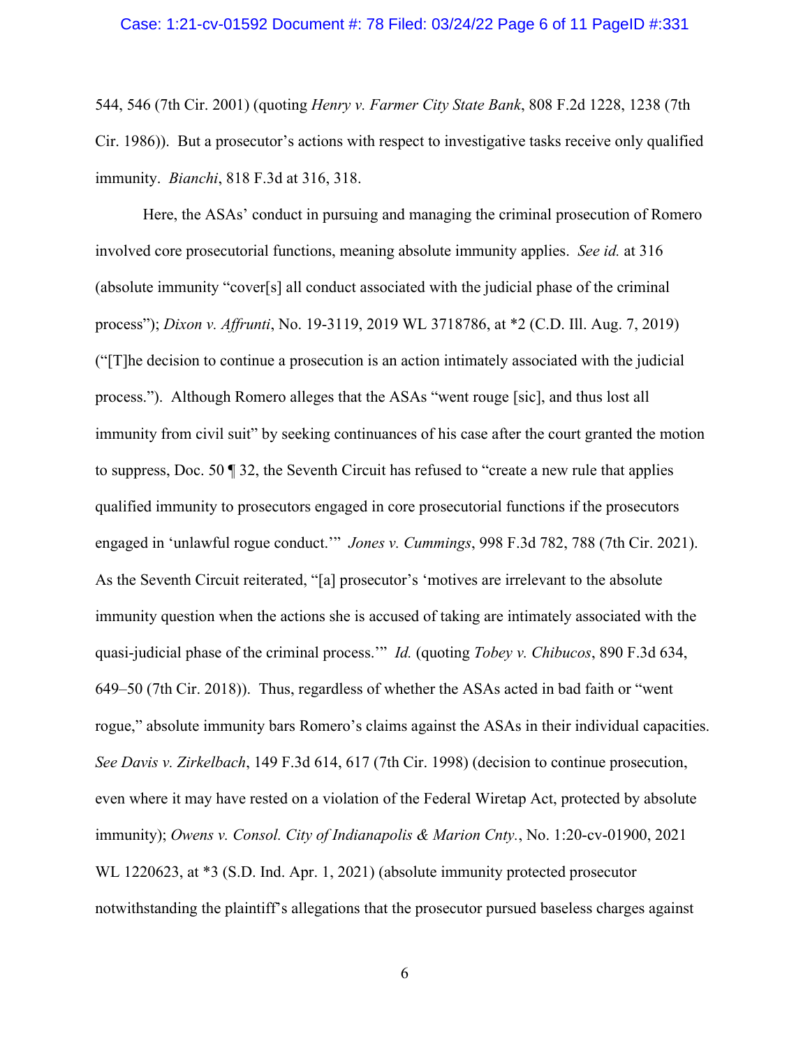544, 546 (7th Cir. 2001) (quoting *Henry v. Farmer City State Bank*, 808 F.2d 1228, 1238 (7th Cir. 1986)). But a prosecutor's actions with respect to investigative tasks receive only qualified immunity. *Bianchi*, 818 F.3d at 316, 318.

Here, the ASAs' conduct in pursuing and managing the criminal prosecution of Romero involved core prosecutorial functions, meaning absolute immunity applies. *See id.* at 316 (absolute immunity "cover[s] all conduct associated with the judicial phase of the criminal process"); *Dixon v. Affrunti*, No. 19-3119, 2019 WL 3718786, at *2 (C.D. Ill. Aug. 7, 2019) ("[T]he decision to continue a prosecution is an action intimately associated with the judicial process."). Although Romero alleges that the ASAs "went rouge [sic], and thus lost all immunity from civil suit" by seeking continuances of his case after the court granted the motion to suppress, Doc. 50 ¶ 32, the Seventh Circuit has refused to "create a new rule that applies qualified immunity to prosecutors engaged in core prosecutorial functions if the prosecutors engaged in 'unlawful rogue conduct.'" *Jones v. Cummings*, 998 F.3d 782, 788 (7th Cir. 2021). As the Seventh Circuit reiterated, "[a] prosecutor's 'motives are irrelevant to the absolute immunity question when the actions she is accused of taking are intimately associated with the quasi-judicial phase of the criminal process.'" *Id.* (quoting *Tobey v. Chibucos*, 890 F.3d 634, 649–50 (7th Cir. 2018)). Thus, regardless of whether the ASAs acted in bad faith or "went rogue," absolute immunity bars Romero's claims against the ASAs in their individual capacities. *See Davis v. Zirkelbach*, 149 F.3d 614, 617 (7th Cir. 1998) (decision to continue prosecution, even where it may have rested on a violation of the Federal Wiretap Act, protected by absolute immunity); *Owens v. Consol. City of Indianapolis & Marion Cnty.*, No. 1:20-cv-01900, 2021 WL 1220623, at *3 (S.D. Ind. Apr. 1, 2021) (absolute immunity protected prosecutor notwithstanding the plaintiff's allegations that the prosecutor pursued baseless charges against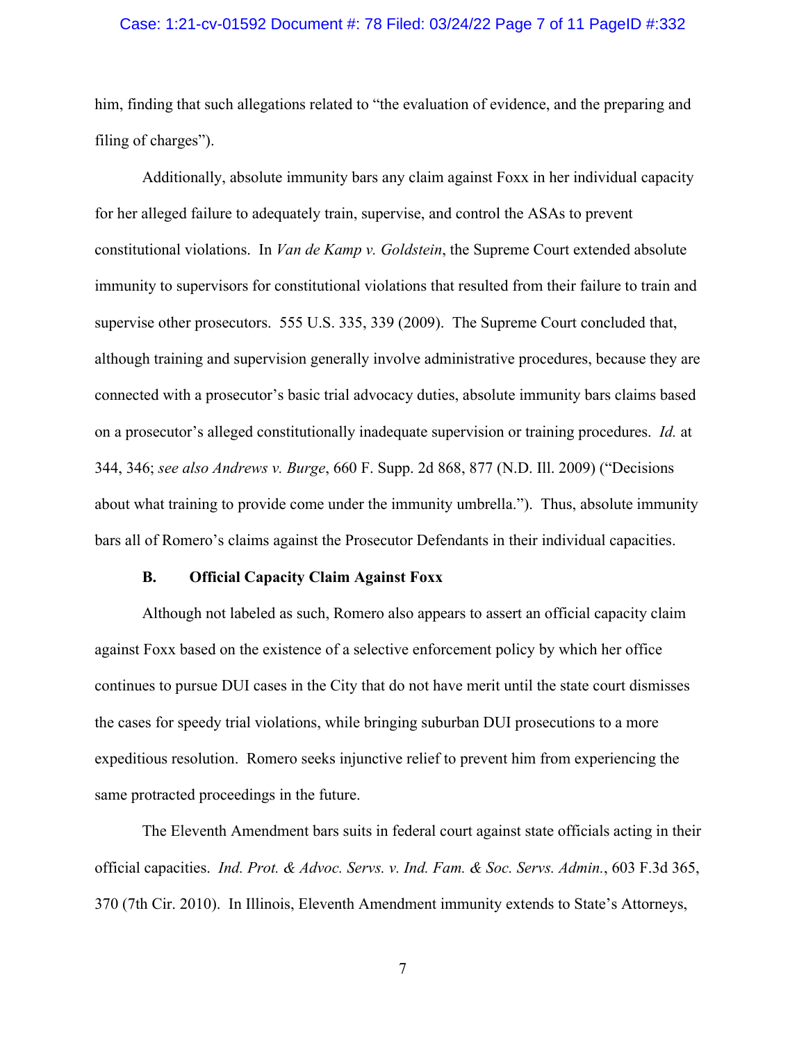him, finding that such allegations related to "the evaluation of evidence, and the preparing and filing of charges").

Additionally, absolute immunity bars any claim against Foxx in her individual capacity for her alleged failure to adequately train, supervise, and control the ASAs to prevent constitutional violations. In *Van de Kamp v. Goldstein*, the Supreme Court extended absolute immunity to supervisors for constitutional violations that resulted from their failure to train and supervise other prosecutors. 555 U.S. 335, 339 (2009). The Supreme Court concluded that, although training and supervision generally involve administrative procedures, because they are connected with a prosecutor's basic trial advocacy duties, absolute immunity bars claims based on a prosecutor's alleged constitutionally inadequate supervision or training procedures. *Id.* at 344, 346; *see also Andrews v. Burge*, 660 F. Supp. 2d 868, 877 (N.D. Ill. 2009) ("Decisions about what training to provide come under the immunity umbrella."). Thus, absolute immunity bars all of Romero's claims against the Prosecutor Defendants in their individual capacities.

**B. Official Capacity Claim Against Foxx**

Although not labeled as such, Romero also appears to assert an official capacity claim against Foxx based on the existence of a selective enforcement policy by which her office continues to pursue DUI cases in the City that do not have merit until the state court dismisses the cases for speedy trial violations, while bringing suburban DUI prosecutions to a more expeditious resolution. Romero seeks injunctive relief to prevent him from experiencing the same protracted proceedings in the future.

The Eleventh Amendment bars suits in federal court against state officials acting in their official capacities. *Ind. Prot. & Advoc. Servs. v. Ind. Fam. & Soc. Servs. Admin.*, 603 F.3d 365, 370 (7th Cir. 2010). In Illinois, Eleventh Amendment immunity extends to State's Attorneys,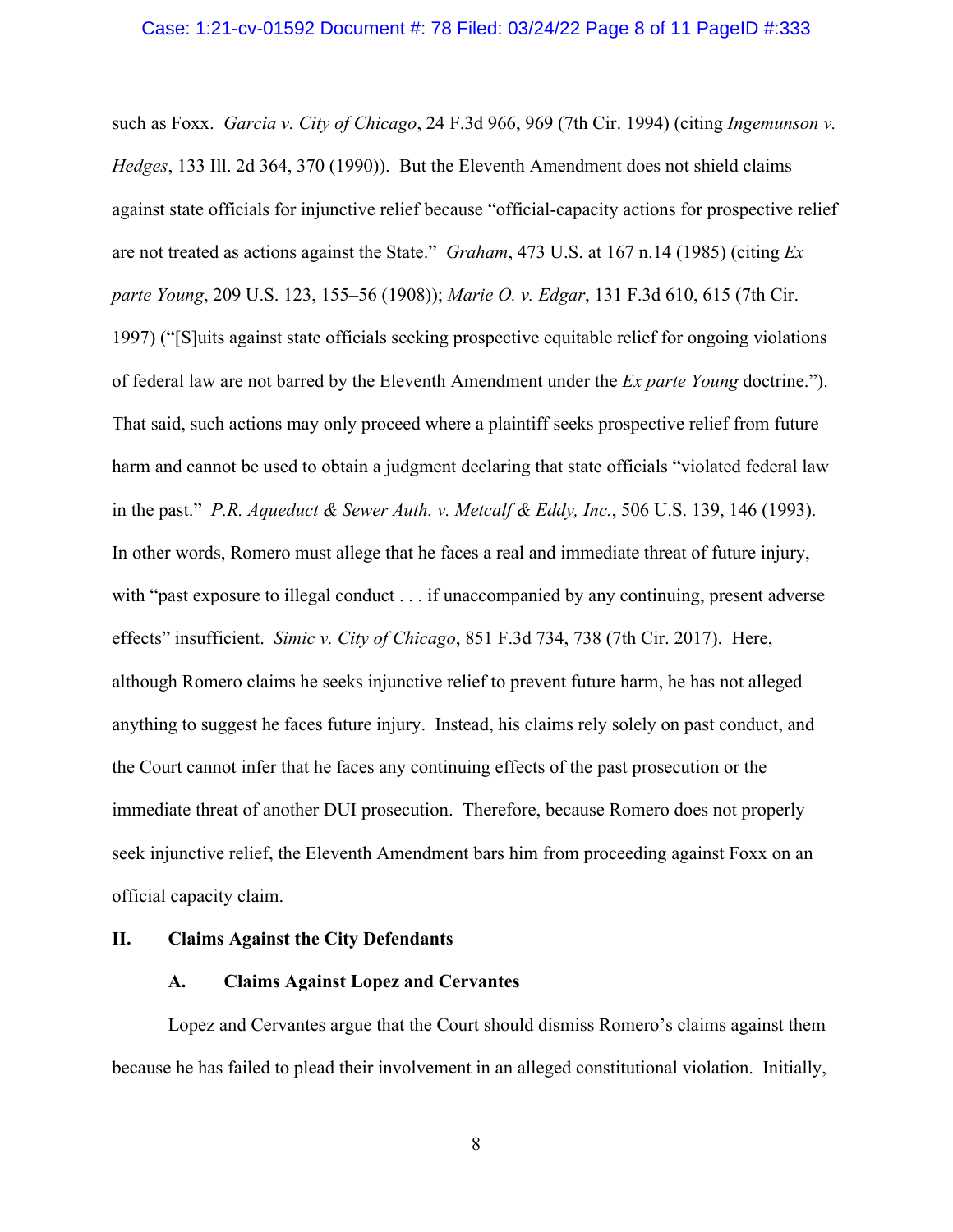such as Foxx. *Garcia v. City of Chicago*, 24 F.3d 966, 969 (7th Cir. 1994) (citing *Ingemunson v. Hedges*, 133 Ill. 2d 364, 370 (1990)). But the Eleventh Amendment does not shield claims against state officials for injunctive relief because "official-capacity actions for prospective relief are not treated as actions against the State." *Graham*, 473 U.S. at 167 n.14 (1985) (citing *Ex parte Young*, 209 U.S. 123, 155–56 (1908)); *Marie O. v. Edgar*, 131 F.3d 610, 615 (7th Cir. 1997) ("[S]uits against state officials seeking prospective equitable relief for ongoing violations of federal law are not barred by the Eleventh Amendment under the *Ex parte Young* doctrine."). That said, such actions may only proceed where a plaintiff seeks prospective relief from future harm and cannot be used to obtain a judgment declaring that state officials "violated federal law in the past." *P.R. Aqueduct & Sewer Auth. v. Metcalf & Eddy, Inc.*, 506 U.S. 139, 146 (1993). In other words, Romero must allege that he faces a real and immediate threat of future injury, with "past exposure to illegal conduct . . . if unaccompanied by any continuing, present adverse effects" insufficient. *Simic v. City of Chicago*, 851 F.3d 734, 738 (7th Cir. 2017). Here, although Romero claims he seeks injunctive relief to prevent future harm, he has not alleged anything to suggest he faces future injury. Instead, his claims rely solely on past conduct, and the Court cannot infer that he faces any continuing effects of the past prosecution or the immediate threat of another DUI prosecution. Therefore, because Romero does not properly seek injunctive relief, the Eleventh Amendment bars him from proceeding against Foxx on an official capacity claim.

## II. Claims Against the City Defendants

### A. Claims Against Lopez and Cervantes

Lopez and Cervantes argue that the Court should dismiss Romero's claims against them because he has failed to plead their involvement in an alleged constitutional violation. Initially,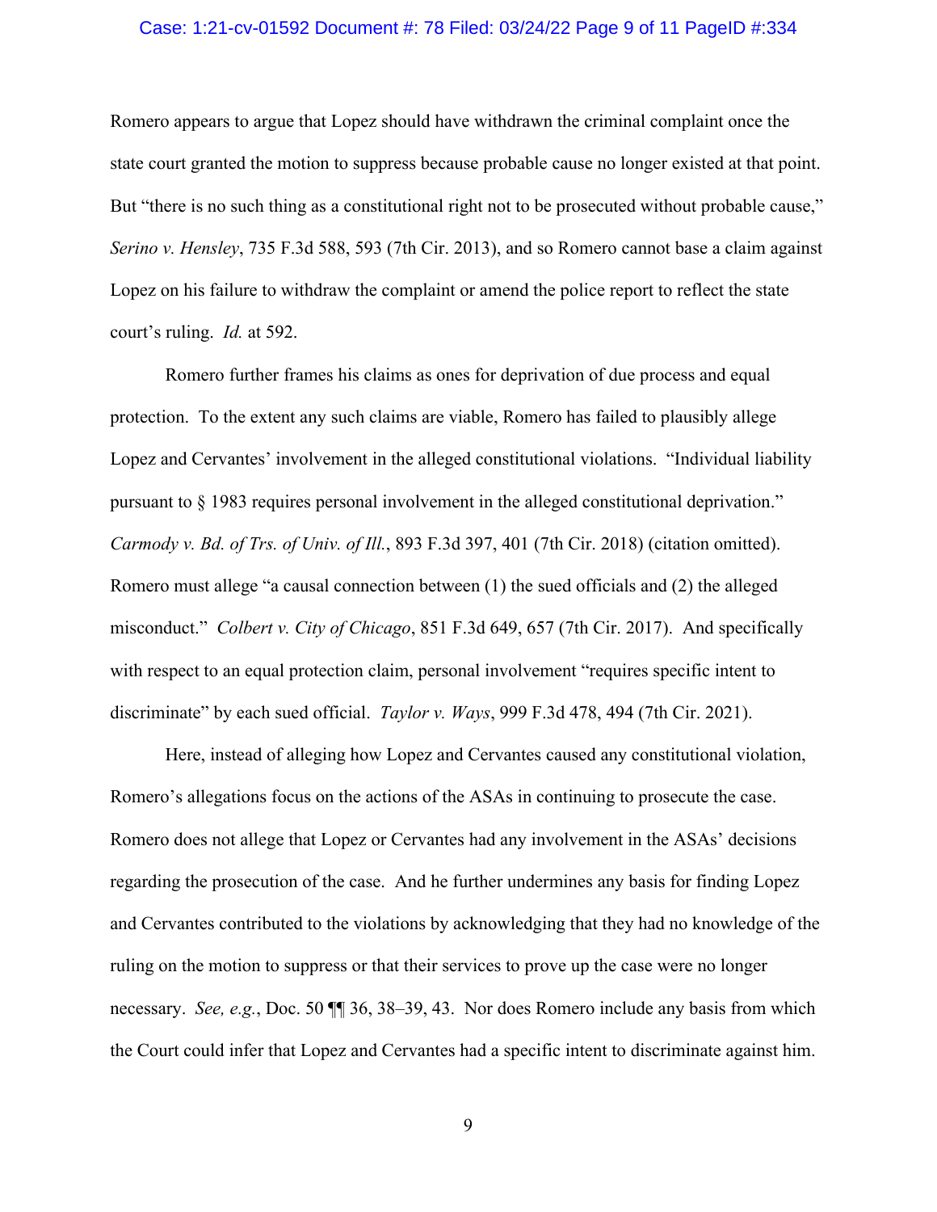Romero appears to argue that Lopez should have withdrawn the criminal complaint once the state court granted the motion to suppress because probable cause no longer existed at that point. But "there is no such thing as a constitutional right not to be prosecuted without probable cause," *Serino v. Hensley*, 735 F.3d 588, 593 (7th Cir. 2013), and so Romero cannot base a claim against Lopez on his failure to withdraw the complaint or amend the police report to reflect the state court's ruling. *Id.* at 592.

Romero further frames his claims as ones for deprivation of due process and equal protection. To the extent any such claims are viable, Romero has failed to plausibly allege Lopez and Cervantes' involvement in the alleged constitutional violations. "Individual liability pursuant to § 1983 requires personal involvement in the alleged constitutional deprivation." *Carmody v. Bd. of Trs. of Univ. of Ill.*, 893 F.3d 397, 401 (7th Cir. 2018) (citation omitted). Romero must allege "a causal connection between (1) the sued officials and (2) the alleged misconduct." *Colbert v. City of Chicago*, 851 F.3d 649, 657 (7th Cir. 2017). And specifically with respect to an equal protection claim, personal involvement "requires specific intent to discriminate" by each sued official. *Taylor v. Ways*, 999 F.3d 478, 494 (7th Cir. 2021).

Here, instead of alleging how Lopez and Cervantes caused any constitutional violation, Romero's allegations focus on the actions of the ASAs in continuing to prosecute the case. Romero does not allege that Lopez or Cervantes had any involvement in the ASAs' decisions regarding the prosecution of the case. And he further undermines any basis for finding Lopez and Cervantes contributed to the violations by acknowledging that they had no knowledge of the ruling on the motion to suppress or that their services to prove up the case were no longer necessary. *See, e.g.*, Doc. 50 ¶¶ 36, 38–39, 43. Nor does Romero include any basis from which the Court could infer that Lopez and Cervantes had a specific intent to discriminate against him.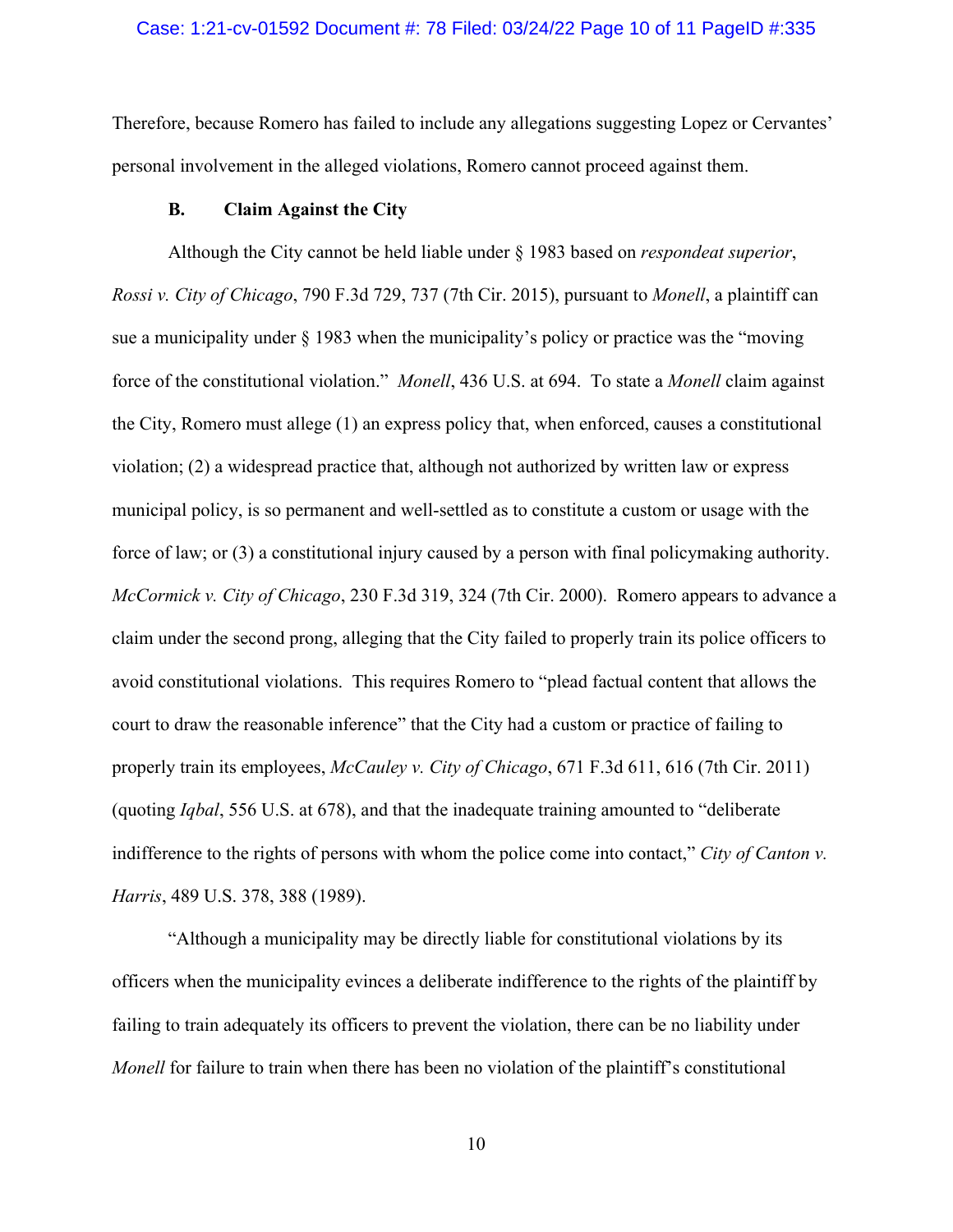Therefore, because Romero has failed to include any allegations suggesting Lopez or Cervantes' personal involvement in the alleged violations, Romero cannot proceed against them.

### B. Claim Against the City

Although the City cannot be held liable under § 1983 based on *respondeat superior*, *Rossi v. City of Chicago*, 790 F.3d 729, 737 (7th Cir. 2015), pursuant to *Monell*, a plaintiff can sue a municipality under § 1983 when the municipality's policy or practice was the "moving force of the constitutional violation." *Monell*, 436 U.S. at 694. To state a *Monell* claim against the City, Romero must allege (1) an express policy that, when enforced, causes a constitutional violation; (2) a widespread practice that, although not authorized by written law or express municipal policy, is so permanent and well-settled as to constitute a custom or usage with the force of law; or (3) a constitutional injury caused by a person with final policymaking authority. *McCormick v. City of Chicago*, 230 F.3d 319, 324 (7th Cir. 2000). Romero appears to advance a claim under the second prong, alleging that the City failed to properly train its police officers to avoid constitutional violations. This requires Romero to "plead factual content that allows the court to draw the reasonable inference" that the City had a custom or practice of failing to properly train its employees, *McCauley v. City of Chicago*, 671 F.3d 611, 616 (7th Cir. 2011) (quoting *Iqbal*, 556 U.S. at 678), and that the inadequate training amounted to "deliberate indifference to the rights of persons with whom the police come into contact," *City of Canton v. Harris*, 489 U.S. 378, 388 (1989).

"Although a municipality may be directly liable for constitutional violations by its officers when the municipality evinces a deliberate indifference to the rights of the plaintiff by failing to train adequately its officers to prevent the violation, there can be no liability under *Monell* for failure to train when there has been no violation of the plaintiff's constitutional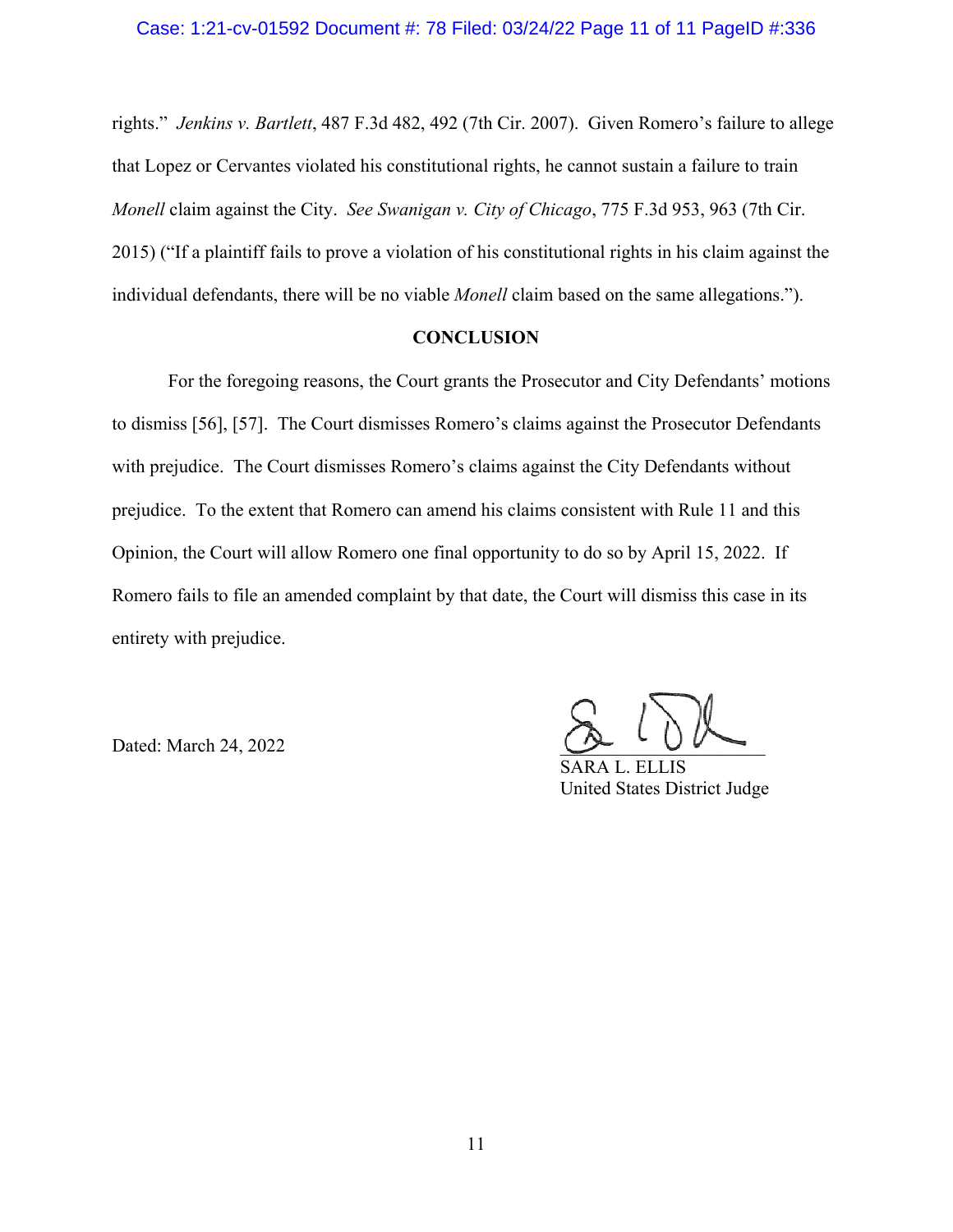rights." *Jenkins v. Bartlett*, 487 F.3d 482, 492 (7th Cir. 2007). Given Romero's failure to allege that Lopez or Cervantes violated his constitutional rights, he cannot sustain a failure to train *Monell* claim against the City. *See Swanigan v. City of Chicago*, 775 F.3d 953, 963 (7th Cir. 2015) ("If a plaintiff fails to prove a violation of his constitutional rights in his claim against the individual defendants, there will be no viable *Monell* claim based on the same allegations.").

## CONCLUSION

For the foregoing reasons, the Court grants the Prosecutor and City Defendants' motions to dismiss [56], [57]. The Court dismisses Romero's claims against the Prosecutor Defendants with prejudice. The Court dismisses Romero's claims against the City Defendants without prejudice. To the extent that Romero can amend his claims consistent with Rule 11 and this Opinion, the Court will allow Romero one final opportunity to do so by April 15, 2022. If Romero fails to file an amended complaint by that date, the Court will dismiss this case in its entirety with prejudice.

Dated: March 24, 2022

SARA L. ELLIS
United States District Judge